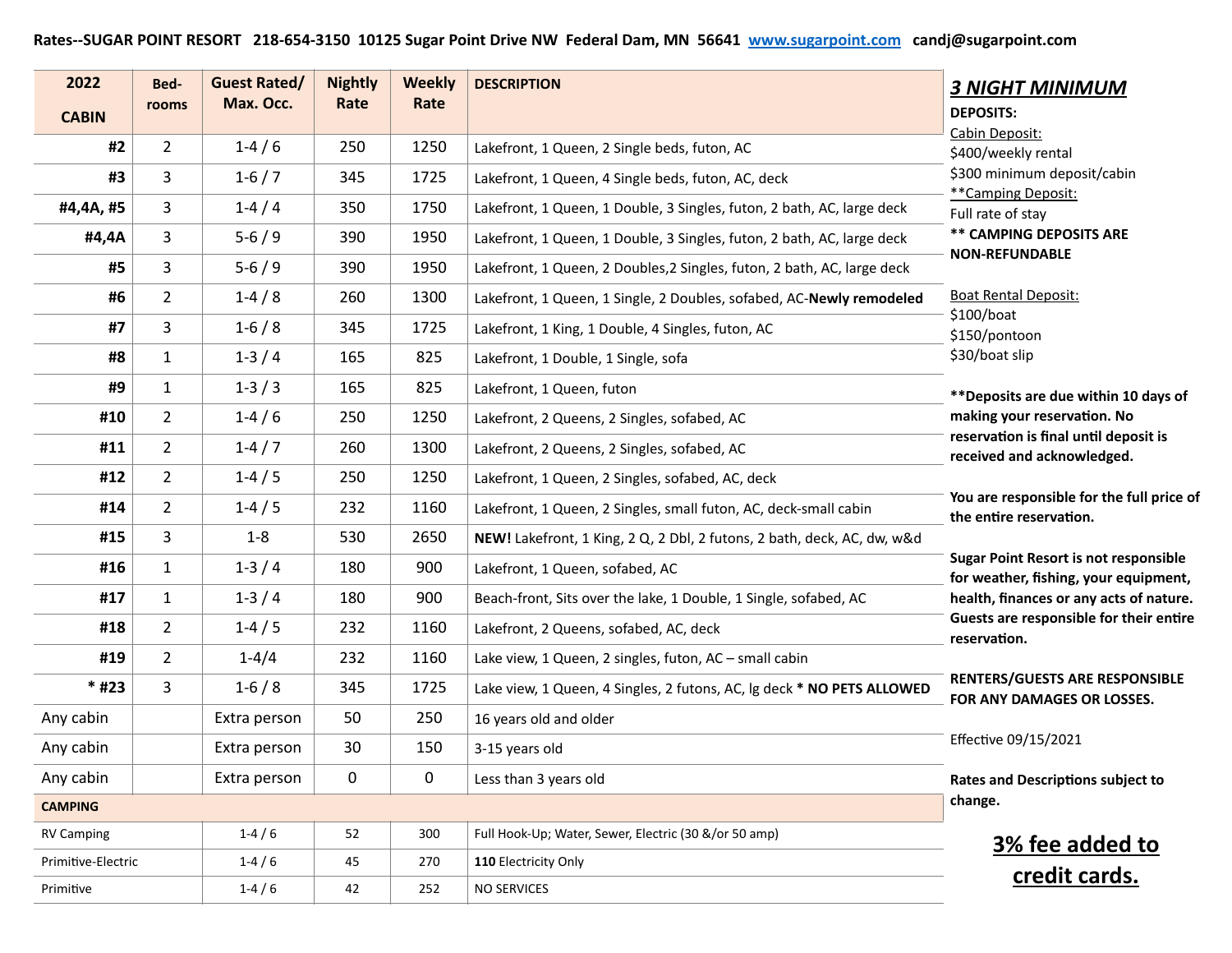Rates--SUGAR POINT RESORT 218-654-3150 10125 Sugar Point Drive NW Federal Dam, MN 56641 www.sugarpoint.com candj@sugarpoint.com

| 2022 CABIN | Bed-rooms | Guest Rated/ Max. Occ. | Nightly Rate | Weekly Rate | DESCRIPTION |
|---|---|---|---|---|---|
| #2 | 2 | 1-4 / 6 | 250 | 1250 | Lakefront, 1 Queen, 2 Single beds, futon, AC |
| #3 | 3 | 1-6 / 7 | 345 | 1725 | Lakefront, 1 Queen, 4 Single beds, futon, AC, deck |
| #4,4A, #5 | 3 | 1-4 / 4 | 350 | 1750 | Lakefront, 1 Queen, 1 Double, 3 Singles, futon, 2 bath, AC, large deck |
| #4,4A | 3 | 5-6 / 9 | 390 | 1950 | Lakefront, 1 Queen, 1 Double, 3 Singles, futon, 2 bath, AC, large deck |
| #5 | 3 | 5-6 / 9 | 390 | 1950 | Lakefront, 1 Queen, 2 Doubles,2 Singles, futon, 2 bath, AC, large deck |
| #6 | 2 | 1-4 / 8 | 260 | 1300 | Lakefront, 1 Queen, 1 Single, 2 Doubles, sofabed, AC-**Newly remodeled** |
| #7 | 3 | 1-6 / 8 | 345 | 1725 | Lakefront, 1 King, 1 Double, 4 Singles, futon, AC |
| #8 | 1 | 1-3 / 4 | 165 | 825 | Lakefront, 1 Double, 1 Single, sofa |
| #9 | 1 | 1-3 / 3 | 165 | 825 | Lakefront, 1 Queen, futon |
| #10 | 2 | 1-4 / 6 | 250 | 1250 | Lakefront, 2 Queens, 2 Singles, sofabed, AC |
| #11 | 2 | 1-4 / 7 | 260 | 1300 | Lakefront, 2 Queens, 2 Singles, sofabed, AC |
| #12 | 2 | 1-4 / 5 | 250 | 1250 | Lakefront, 1 Queen, 2 Singles, sofabed, AC, deck |
| #14 | 2 | 1-4 / 5 | 232 | 1160 | Lakefront, 1 Queen, 2 Singles, small futon, AC, deck-small cabin |
| #15 | 3 | 1-8 | 530 | 2650 | **NEW!** Lakefront, 1 King, 2 Q, 2 Dbl, 2 futons, 2 bath, deck, AC, dw, w&d |
| #16 | 1 | 1-3 / 4 | 180 | 900 | Lakefront, 1 Queen, sofabed, AC |
| #17 | 1 | 1-3 / 4 | 180 | 900 | Beach-front, Sits over the lake, 1 Double, 1 Single, sofabed, AC |
| #18 | 2 | 1-4 / 5 | 232 | 1160 | Lakefront, 2 Queens, sofabed, AC, deck |
| #19 | 2 | 1-4/4 | 232 | 1160 | Lake view, 1 Queen, 2 singles, futon, AC – small cabin |
| * #23 | 3 | 1-6 / 8 | 345 | 1725 | Lake view, 1 Queen, 4 Singles, 2 futons, AC, lg deck * **NO PETS ALLOWED** |
| Any cabin | | Extra person | 50 | 250 | 16 years old and older |
| Any cabin | | Extra person | 30 | 150 | 3-15 years old |
| Any cabin | | Extra person | 0 | 0 | Less than 3 years old |
| **CAMPING** | | | | | |
| RV Camping | | 1-4 / 6 | 52 | 300 | Full Hook-Up; Water, Sewer, Electric (30 &/or 50 amp) |
| Primitive-Electric | | 1-4 / 6 | 45 | 270 | **110** Electricity Only |
| Primitive | | 1-4 / 6 | 42 | 252 | NO SERVICES |

## ***3 NIGHT MINIMUM***

**DEPOSITS:**

Cabin Deposit:
$400/weekly rental
$300 minimum deposit/cabin

**Camping Deposit:
Full rate of stay

**\*\* CAMPING DEPOSITS ARE NON-REFUNDABLE**

Boat Rental Deposit:
$100/boat
$150/pontoon
$30/boat slip

**\*\*Deposits are due within 10 days of making your reservation. No reservation is final until deposit is received and acknowledged.**

**You are responsible for the full price of the entire reservation.**

**Sugar Point Resort is not responsible for weather, fishing, your equipment, health, finances or any acts of nature. Guests are responsible for their entire reservation.**

**RENTERS/GUESTS ARE RESPONSIBLE FOR ANY DAMAGES OR LOSSES.**

Effective 09/15/2021

**Rates and Descriptions subject to change.**

**3% fee added to credit cards.**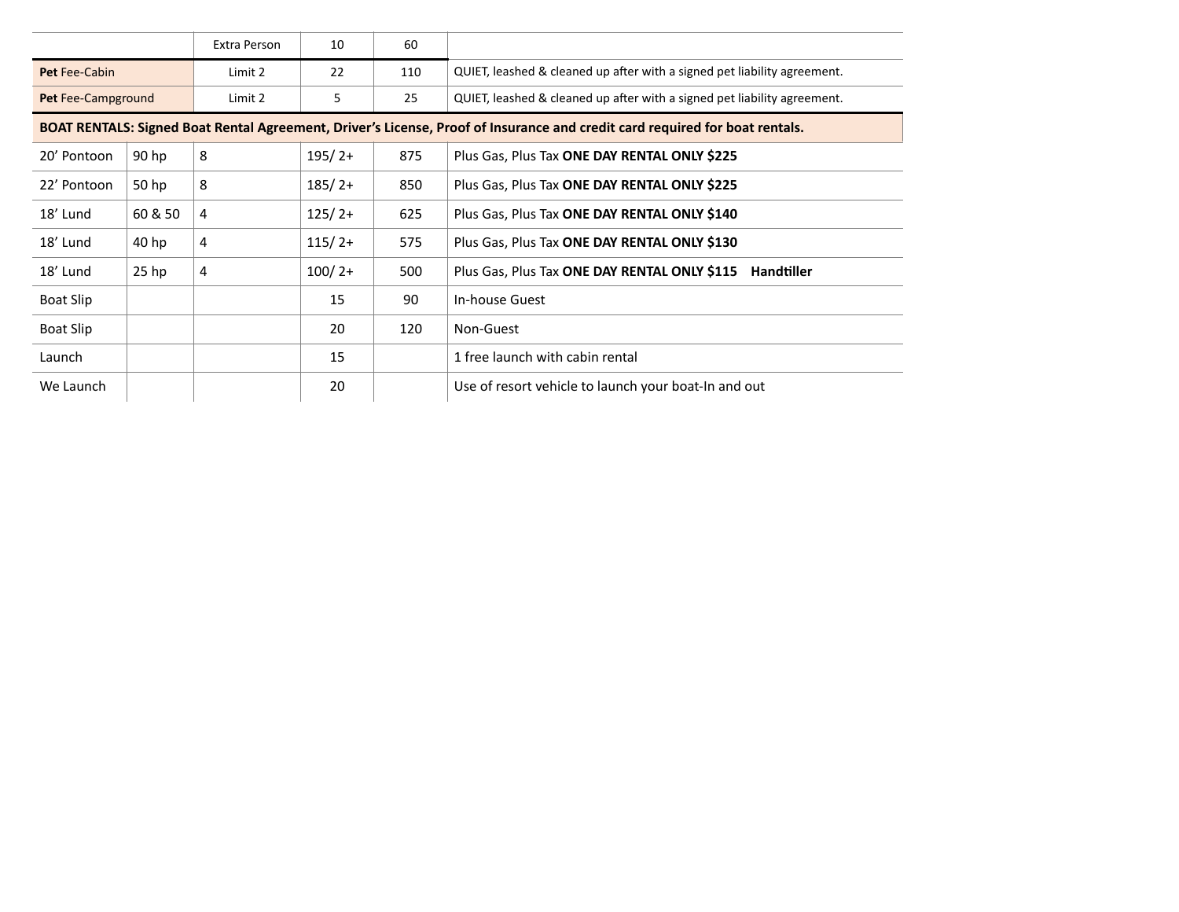| | | | | | |
|---|---|---|---|---|---|
| | | Extra Person | 10 | 60 | |
| **Pet** Fee-Cabin | | Limit 2 | 22 | 110 | QUIET, leashed & cleaned up after with a signed pet liability agreement. |
| **Pet** Fee-Campground | | Limit 2 | 5 | 25 | QUIET, leashed & cleaned up after with a signed pet liability agreement. |
| **BOAT RENTALS: Signed Boat Rental Agreement, Driver's License, Proof of Insurance and credit card required for boat rentals.** | | | | | |
| 20' Pontoon | 90 hp | 8 | 195/ 2+ | 875 | Plus Gas, Plus Tax **ONE DAY RENTAL ONLY $225** |
| 22' Pontoon | 50 hp | 8 | 185/ 2+ | 850 | Plus Gas, Plus Tax **ONE DAY RENTAL ONLY $225** |
| 18' Lund | 60 & 50 | 4 | 125/ 2+ | 625 | Plus Gas, Plus Tax **ONE DAY RENTAL ONLY $140** |
| 18' Lund | 40 hp | 4 | 115/ 2+ | 575 | Plus Gas, Plus Tax **ONE DAY RENTAL ONLY $130** |
| 18' Lund | 25 hp | 4 | 100/ 2+ | 500 | Plus Gas, Plus Tax **ONE DAY RENTAL ONLY $115 Handtiller** |
| Boat Slip | | | 15 | 90 | In-house Guest |
| Boat Slip | | | 20 | 120 | Non-Guest |
| Launch | | | 15 | | 1 free launch with cabin rental |
| We Launch | | | 20 | | Use of resort vehicle to launch your boat-In and out |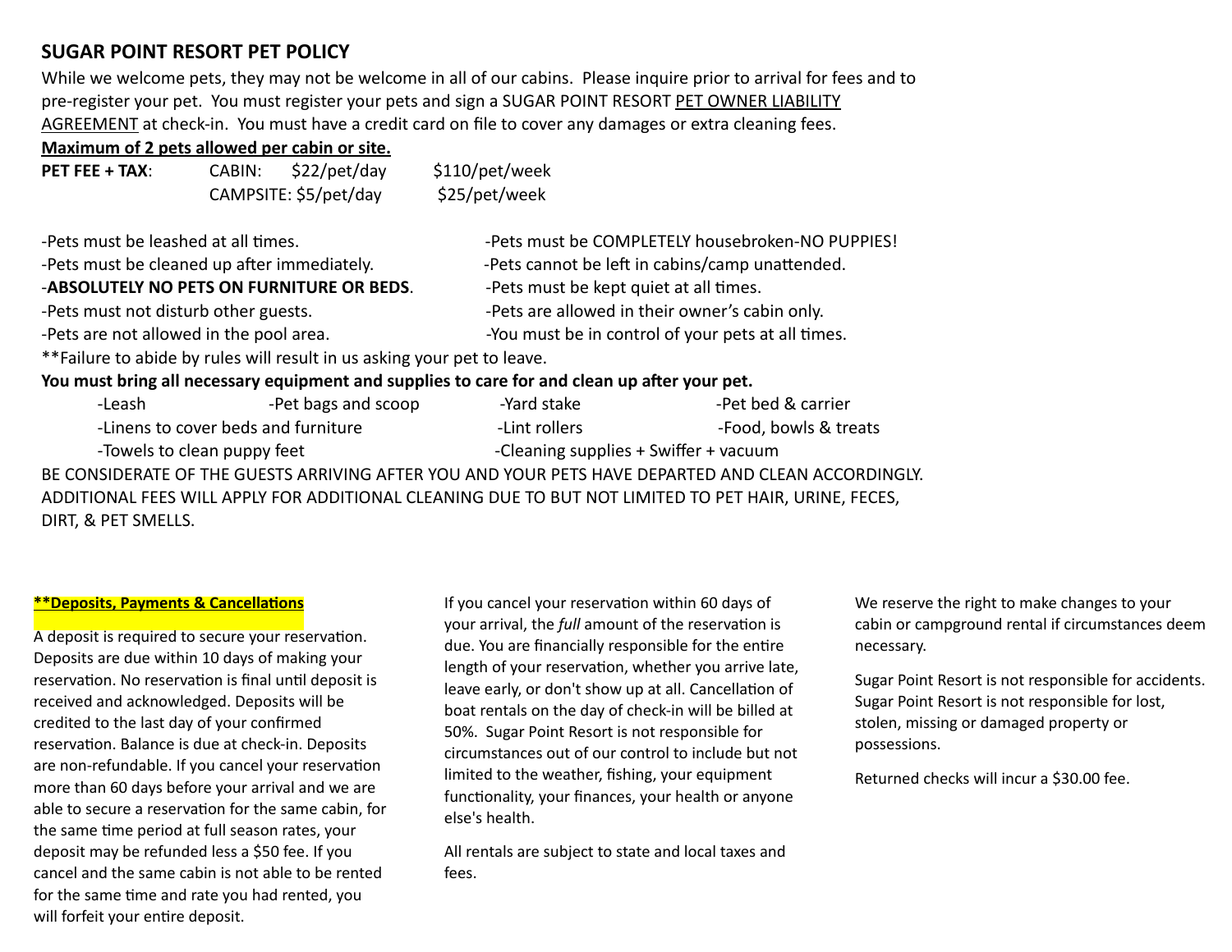## SUGAR POINT RESORT PET POLICY

While we welcome pets, they may not be welcome in all of our cabins. Please inquire prior to arrival for fees and to pre-register your pet. You must register your pets and sign a SUGAR POINT RESORT PET OWNER LIABILITY AGREEMENT at check-in. You must have a credit card on file to cover any damages or extra cleaning fees.

**Maximum of 2 pets allowed per cabin or site.**

| | | | |
|---|---|---|---|
| **PET FEE + TAX**: | CABIN: | \$22/pet/day | \$110/pet/week |
| | CAMPSITE: | \$5/pet/day | \$25/pet/week |

- Pets must be leashed at all times.
- Pets must be cleaned up after immediately.
- **ABSOLUTELY NO PETS ON FURNITURE OR BEDS**.
- Pets must not disturb other guests.
- Pets are not allowed in the pool area.
- Pets must be COMPLETELY housebroken-NO PUPPIES!
- Pets cannot be left in cabins/camp unattended.
- Pets must be kept quiet at all times.
- Pets are allowed in their owner's cabin only.
- You must be in control of your pets at all times.

**Failure to abide by rules will result in us asking your pet to leave.

**You must bring all necessary equipment and supplies to care for and clean up after your pet.**

- Leash
- Pet bags and scoop
- Yard stake
- Pet bed & carrier
- Linens to cover beds and furniture
- Lint rollers
- Food, bowls & treats
- Towels to clean puppy feet
- Cleaning supplies + Swiffer + vacuum

BE CONSIDERATE OF THE GUESTS ARRIVING AFTER YOU AND YOUR PETS HAVE DEPARTED AND CLEAN ACCORDINGLY. ADDITIONAL FEES WILL APPLY FOR ADDITIONAL CLEANING DUE TO BUT NOT LIMITED TO PET HAIR, URINE, FECES, DIRT, & PET SMELLS.

**\*\*Deposits, Payments & Cancellations**

A deposit is required to secure your reservation. Deposits are due within 10 days of making your reservation. No reservation is final until deposit is received and acknowledged. Deposits will be credited to the last day of your confirmed reservation. Balance is due at check-in. Deposits are non-refundable. If you cancel your reservation more than 60 days before your arrival and we are able to secure a reservation for the same cabin, for the same time period at full season rates, your deposit may be refunded less a \$50 fee. If you cancel and the same cabin is not able to be rented for the same time and rate you had rented, you will forfeit your entire deposit.

If you cancel your reservation within 60 days of your arrival, the *full* amount of the reservation is due. You are financially responsible for the entire length of your reservation, whether you arrive late, leave early, or don't show up at all. Cancellation of boat rentals on the day of check-in will be billed at 50%. Sugar Point Resort is not responsible for circumstances out of our control to include but not limited to the weather, fishing, your equipment functionality, your finances, your health or anyone else's health.

All rentals are subject to state and local taxes and fees.

We reserve the right to make changes to your cabin or campground rental if circumstances deem necessary.

Sugar Point Resort is not responsible for accidents. Sugar Point Resort is not responsible for lost, stolen, missing or damaged property or possessions.

Returned checks will incur a \$30.00 fee.